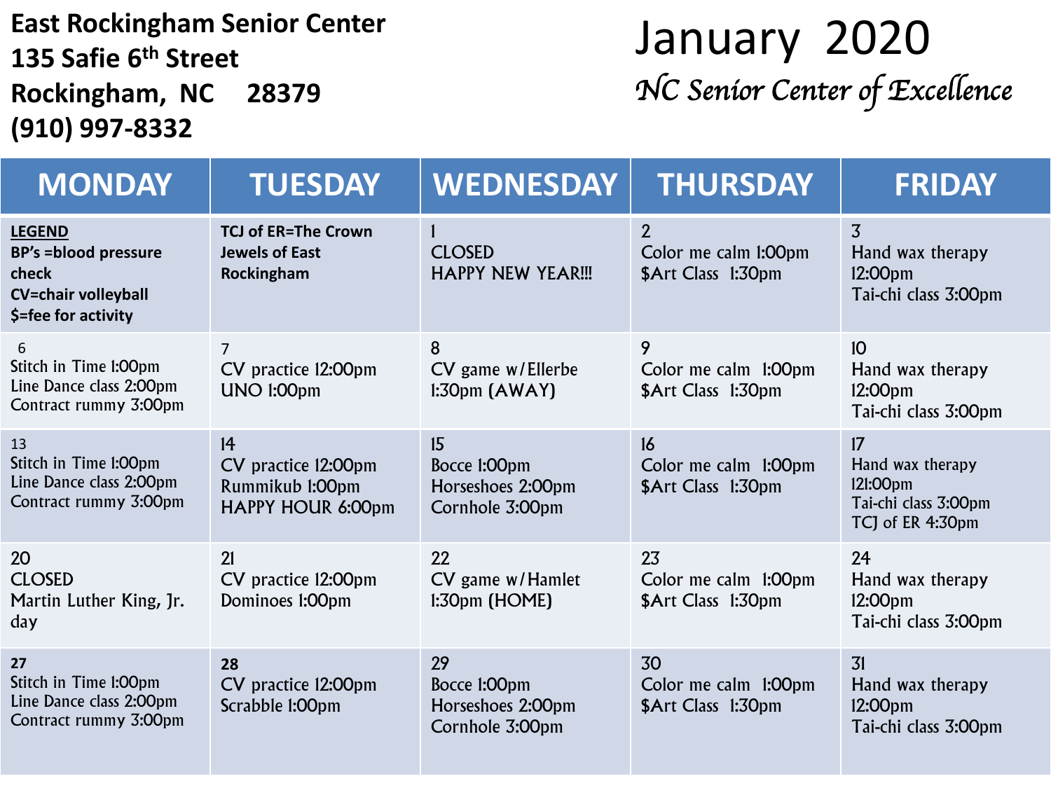**East Rockingham Senior Center**
**135 Safie 6th Street**
**Rockingham, NC 28379**
**(910) 997-8332**

# January 2020

*NC Senior Center of Excellence*

| MONDAY | TUESDAY | WEDNESDAY | THURSDAY | FRIDAY |
| --- | --- | --- | --- | --- |
| **LEGEND**<br>**BP's =blood pressure check**<br>**CV=chair volleyball**<br>**$=fee for activity** | **TCJ of ER=The Crown Jewels of East Rockingham** | 1<br>CLOSED<br>HAPPY NEW YEAR!!! | 2<br>Color me calm 1:00pm<br>$Art Class 1:30pm | 3<br>Hand wax therapy 12:00pm<br>Tai-chi class 3:00pm |
| 6<br>Stitch in Time 1:00pm<br>Line Dance class 2:00pm<br>Contract rummy 3:00pm | 7<br>CV practice 12:00pm<br>UNO 1:00pm | 8<br>CV game w/Ellerbe 1:30pm (AWAY) | 9<br>Color me calm 1:00pm<br>$Art Class 1:30pm | 10<br>Hand wax therapy 12:00pm<br>Tai-chi class 3:00pm |
| 13<br>Stitch in Time 1:00pm<br>Line Dance class 2:00pm<br>Contract rummy 3:00pm | 14<br>CV practice 12:00pm<br>Rummikub 1:00pm<br>HAPPY HOUR 6:00pm | 15<br>Bocce 1:00pm<br>Horseshoes 2:00pm<br>Cornhole 3:00pm | 16<br>Color me calm 1:00pm<br>$Art Class 1:30pm | 17<br>Hand wax therapy 121:00pm<br>Tai-chi class 3:00pm<br>TCJ of ER 4:30pm |
| 20<br>CLOSED<br>Martin Luther King, Jr. day | 21<br>CV practice 12:00pm<br>Dominoes 1:00pm | 22<br>CV game w/Hamlet 1:30pm (HOME) | 23<br>Color me calm 1:00pm<br>$Art Class 1:30pm | 24<br>Hand wax therapy 12:00pm<br>Tai-chi class 3:00pm |
| 27<br>Stitch in Time 1:00pm<br>Line Dance class 2:00pm<br>Contract rummy 3:00pm | 28<br>CV practice 12:00pm<br>Scrabble 1:00pm | 29<br>Bocce 1:00pm<br>Horseshoes 2:00pm<br>Cornhole 3:00pm | 30<br>Color me calm 1:00pm<br>$Art Class 1:30pm | 31<br>Hand wax therapy 12:00pm<br>Tai-chi class 3:00pm |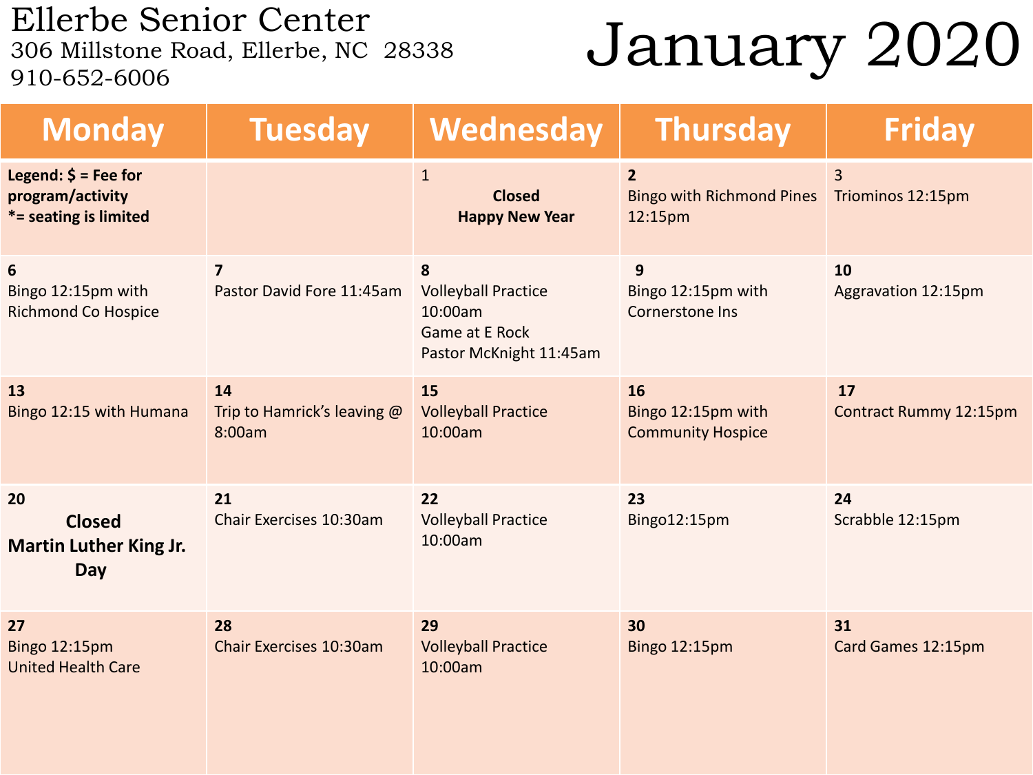# Ellerbe Senior Center

306 Millstone Road, Ellerbe, NC 28338
910-652-6006

# January 2020

| Monday | Tuesday | Wednesday | Thursday | Friday |
| --- | --- | --- | --- | --- |
| **Legend: $ = Fee for program/activity** **\*= seating is limited** | | 1 **Closed** **Happy New Year** | **2** Bingo with Richmond Pines 12:15pm | 3 Triominos 12:15pm |
| **6** Bingo 12:15pm with Richmond Co Hospice | **7** Pastor David Fore 11:45am | **8** Volleyball Practice 10:00am Game at E Rock Pastor McKnight 11:45am | **9** Bingo 12:15pm with Cornerstone Ins | **10** Aggravation 12:15pm |
| **13** Bingo 12:15 with Humana | **14** Trip to Hamrick's leaving @ 8:00am | **15** Volleyball Practice 10:00am | **16** Bingo 12:15pm with Community Hospice | **17** Contract Rummy 12:15pm |
| **20** **Closed** **Martin Luther King Jr. Day** | **21** Chair Exercises 10:30am | **22** Volleyball Practice 10:00am | **23** Bingo12:15pm | **24** Scrabble 12:15pm |
| **27** Bingo 12:15pm United Health Care | **28** Chair Exercises 10:30am | **29** Volleyball Practice 10:00am | **30** Bingo 12:15pm | **31** Card Games 12:15pm |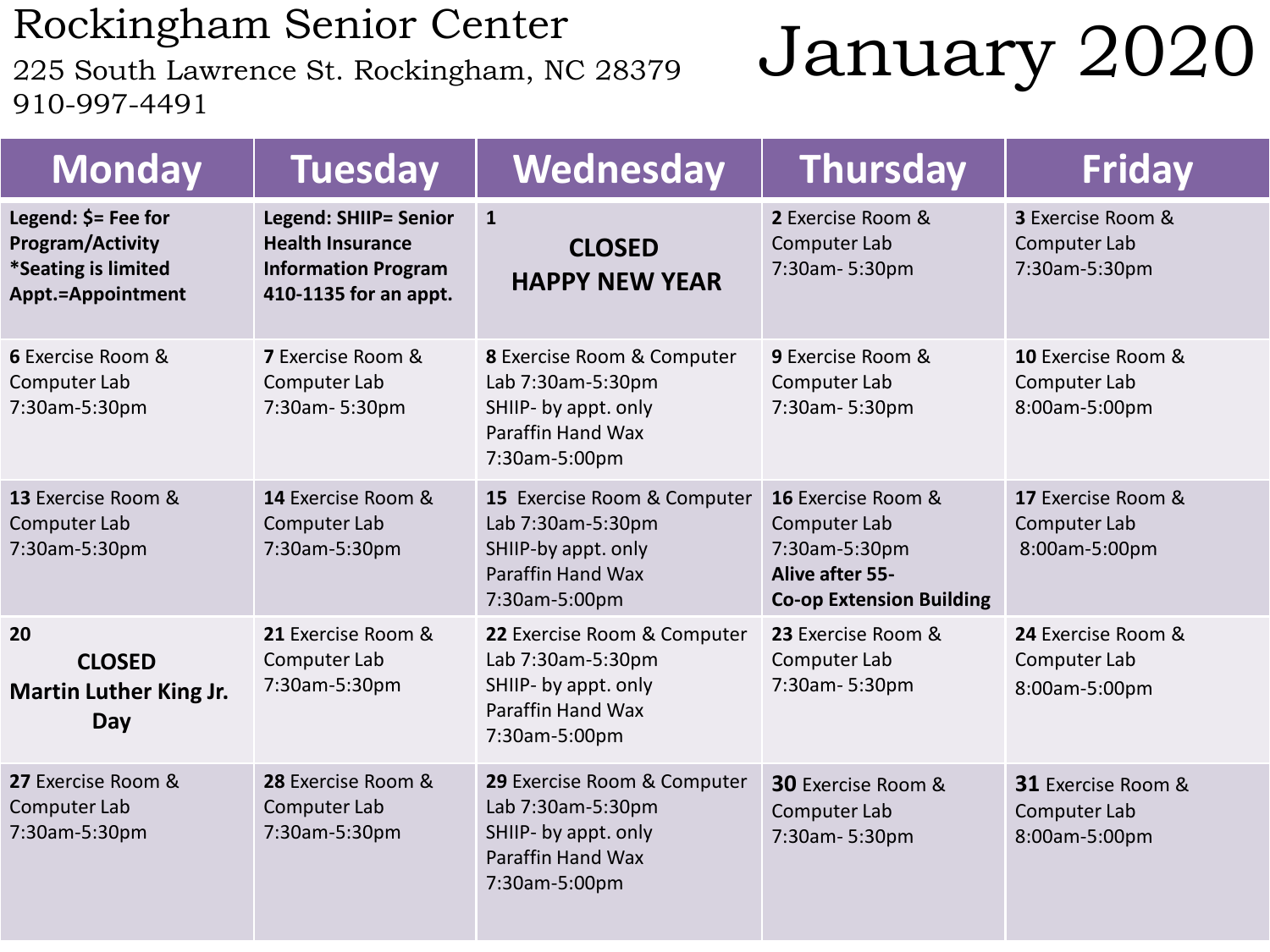# Rockingham Senior Center

225 South Lawrence St. Rockingham, NC 28379
910-997-4491

# January 2020

| Monday | Tuesday | Wednesday | Thursday | Friday |
|---|---|---|---|---|
| **Legend: $= Fee for Program/Activity *Seating is limited Appt.=Appointment** | **Legend: SHIIP= Senior Health Insurance Information Program 410-1135 for an appt.** | **1** **CLOSED HAPPY NEW YEAR** | **2** Exercise Room & Computer Lab 7:30am- 5:30pm | **3** Exercise Room & Computer Lab 7:30am-5:30pm |
| **6** Exercise Room & Computer Lab 7:30am-5:30pm | **7** Exercise Room & Computer Lab 7:30am- 5:30pm | **8** Exercise Room & Computer Lab 7:30am-5:30pm SHIIP- by appt. only Paraffin Hand Wax 7:30am-5:00pm | **9** Exercise Room & Computer Lab 7:30am- 5:30pm | **10** Exercise Room & Computer Lab 8:00am-5:00pm |
| **13** Exercise Room & Computer Lab 7:30am-5:30pm | **14** Exercise Room & Computer Lab 7:30am-5:30pm | **15** Exercise Room & Computer Lab 7:30am-5:30pm SHIIP-by appt. only Paraffin Hand Wax 7:30am-5:00pm | **16** Exercise Room & Computer Lab 7:30am-5:30pm **Alive after 55- Co-op Extension Building** | **17** Exercise Room & Computer Lab 8:00am-5:00pm |
| **20** **CLOSED Martin Luther King Jr. Day** | **21** Exercise Room & Computer Lab 7:30am-5:30pm | **22** Exercise Room & Computer Lab 7:30am-5:30pm SHIIP- by appt. only Paraffin Hand Wax 7:30am-5:00pm | **23** Exercise Room & Computer Lab 7:30am- 5:30pm | **24** Exercise Room & Computer Lab 8:00am-5:00pm |
| **27** Exercise Room & Computer Lab 7:30am-5:30pm | **28** Exercise Room & Computer Lab 7:30am-5:30pm | **29** Exercise Room & Computer Lab 7:30am-5:30pm SHIIP- by appt. only Paraffin Hand Wax 7:30am-5:00pm | **30** Exercise Room & Computer Lab 7:30am- 5:30pm | **31** Exercise Room & Computer Lab 8:00am-5:00pm |